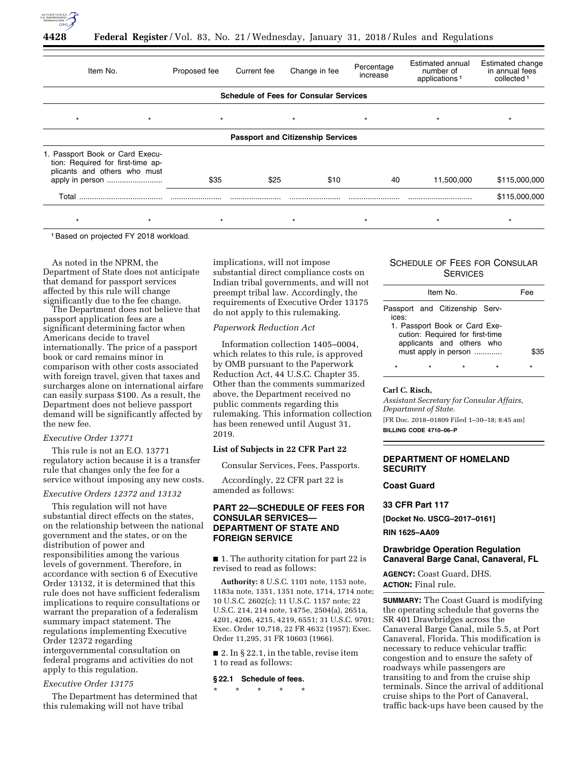| Item No. | | Proposed fee | Current fee | Change in fee | Percentage increase | Estimated annual number of applications [1] | Estimated change in annual fees collected [1] |
|---|---|---|---|---|---|---|---|
| **Schedule of Fees for Consular Services** | | | | | | | |
| * | * | * | * | * | * | * | * |
| **Passport and Citizenship Services** | | | | | | | |
| 1. Passport Book or Card Execution: Required for first-time applicants and others who must apply in person | | $35 | $25 | $10 | 40 | 11,500,000 | $115,000,000 |
| Total | | | | | | | $115,000,000 |
| * | * | * | * | * | * | * | * |

[1] Based on projected FY 2018 workload.

As noted in the NPRM, the Department of State does not anticipate that demand for passport services affected by this rule will change significantly due to the fee change.

The Department does not believe that passport application fees are a significant determining factor when Americans decide to travel internationally. The price of a passport book or card remains minor in comparison with other costs associated with foreign travel, given that taxes and surcharges alone on international airfare can easily surpass $100. As a result, the Department does not believe passport demand will be significantly affected by the new fee.

*Executive Order 13771*

This rule is not an E.O. 13771 regulatory action because it is a transfer rule that changes only the fee for a service without imposing any new costs.

*Executive Orders 12372 and 13132*

This regulation will not have substantial direct effects on the states, on the relationship between the national government and the states, or on the distribution of power and responsibilities among the various levels of government. Therefore, in accordance with section 6 of Executive Order 13132, it is determined that this rule does not have sufficient federalism implications to require consultations or warrant the preparation of a federalism summary impact statement. The regulations implementing Executive Order 12372 regarding intergovernmental consultation on federal programs and activities do not apply to this regulation.

*Executive Order 13175*

The Department has determined that this rulemaking will not have tribal implications, will not impose substantial direct compliance costs on Indian tribal governments, and will not preempt tribal law. Accordingly, the requirements of Executive Order 13175 do not apply to this rulemaking.

*Paperwork Reduction Act*

Information collection 1405–0004, which relates to this rule, is approved by OMB pursuant to the Paperwork Reduction Act, 44 U.S.C. Chapter 35. Other than the comments summarized above, the Department received no public comments regarding this rulemaking. This information collection has been renewed until August 31, 2019.

**List of Subjects in 22 CFR Part 22**

Consular Services, Fees, Passports.

Accordingly, 22 CFR part 22 is amended as follows:

## PART 22—SCHEDULE OF FEES FOR CONSULAR SERVICES—DEPARTMENT OF STATE AND FOREIGN SERVICE

■ 1. The authority citation for part 22 is revised to read as follows:

**Authority:** 8 U.S.C. 1101 note, 1153 note, 1183a note, 1351, 1351 note, 1714, 1714 note; 10 U.S.C. 2602(c); 11 U.S.C. 1157 note; 22 U.S.C. 214, 214 note, 1475e, 2504(a), 2651a, 4201, 4206, 4215, 4219, 6551; 31 U.S.C. 9701; Exec. Order 10,718, 22 FR 4632 (1957); Exec. Order 11,295, 31 FR 10603 (1966).

■ 2. In § 22.1, in the table, revise item 1 to read as follows:

**§ 22.1 Schedule of fees.**

\* \* \* \* \*

SCHEDULE OF FEES FOR CONSULAR SERVICES

| Item No. | Fee |
|---|---|
| Passport and Citizenship Services: | |
| 1. Passport Book or Card Execution: Required for first-time applicants and others who must apply in person | $35 |
| * * * * | * |

**Carl C. Risch,**

*Assistant Secretary for Consular Affairs, Department of State.*

[FR Doc. 2018–01809 Filed 1–30–18; 8:45 am]

**BILLING CODE 4710–06–P**

## DEPARTMENT OF HOMELAND SECURITY

### Coast Guard

### 33 CFR Part 117

**[Docket No. USCG–2017–0161]**

**RIN 1625–AA09**

### Drawbridge Operation Regulation Canaveral Barge Canal, Canaveral, FL

**AGENCY:** Coast Guard, DHS.

**ACTION:** Final rule.

**SUMMARY:** The Coast Guard is modifying the operating schedule that governs the SR 401 Drawbridges across the Canaveral Barge Canal, mile 5.5, at Port Canaveral, Florida. This modification is necessary to reduce vehicular traffic congestion and to ensure the safety of roadways while passengers are transiting to and from the cruise ship terminals. Since the arrival of additional cruise ships to the Port of Canaveral, traffic back-ups have been caused by the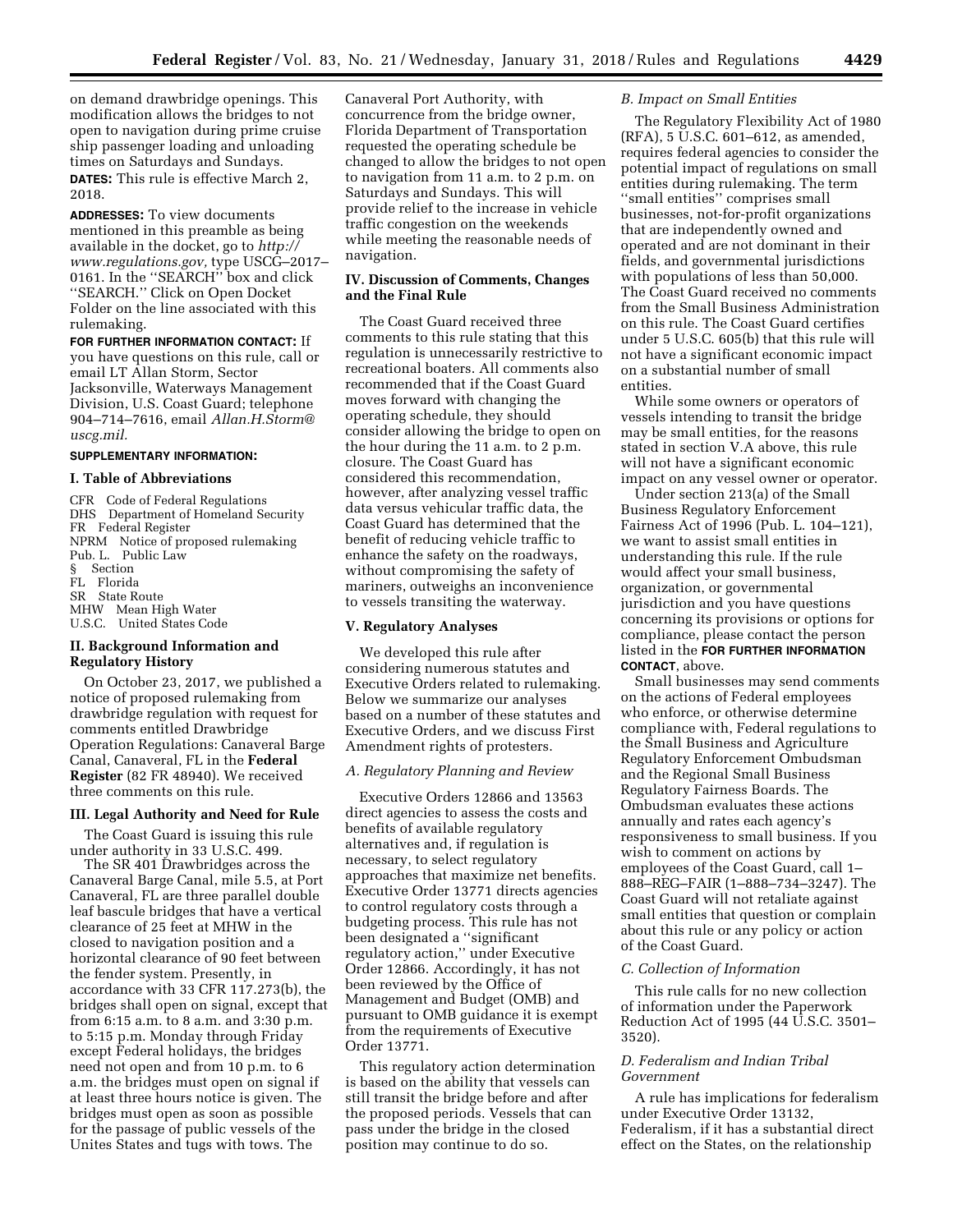on demand drawbridge openings. This modification allows the bridges to not open to navigation during prime cruise ship passenger loading and unloading times on Saturdays and Sundays.

**DATES:** This rule is effective March 2, 2018.

**ADDRESSES:** To view documents mentioned in this preamble as being available in the docket, go to *http://www.regulations.gov,* type USCG–2017–0161. In the "SEARCH" box and click "SEARCH." Click on Open Docket Folder on the line associated with this rulemaking.

**FOR FURTHER INFORMATION CONTACT:** If you have questions on this rule, call or email LT Allan Storm, Sector Jacksonville, Waterways Management Division, U.S. Coast Guard; telephone 904–714–7616, email *Allan.H.Storm@uscg.mil.*

**SUPPLEMENTARY INFORMATION:**

## I. Table of Abbreviations

CFR Code of Federal Regulations
DHS Department of Homeland Security
FR Federal Register
NPRM Notice of proposed rulemaking
Pub. L. Public Law
§ Section
FL Florida
SR State Route
MHW Mean High Water
U.S.C. United States Code

## II. Background Information and Regulatory History

On October 23, 2017, we published a notice of proposed rulemaking from drawbridge regulation with request for comments entitled Drawbridge Operation Regulations: Canaveral Barge Canal, Canaveral, FL in the **Federal Register** (82 FR 48940). We received three comments on this rule.

## III. Legal Authority and Need for Rule

The Coast Guard is issuing this rule under authority in 33 U.S.C. 499.

The SR 401 Drawbridges across the Canaveral Barge Canal, mile 5.5, at Port Canaveral, FL are three parallel double leaf bascule bridges that have a vertical clearance of 25 feet at MHW in the closed to navigation position and a horizontal clearance of 90 feet between the fender system. Presently, in accordance with 33 CFR 117.273(b), the bridges shall open on signal, except that from 6:15 a.m. to 8 a.m. and 3:30 p.m. to 5:15 p.m. Monday through Friday except Federal holidays, the bridges need not open and from 10 p.m. to 6 a.m. the bridges must open on signal if at least three hours notice is given. The bridges must open as soon as possible for the passage of public vessels of the Unites States and tugs with tows. The Canaveral Port Authority, with concurrence from the bridge owner, Florida Department of Transportation requested the operating schedule be changed to allow the bridges to not open to navigation from 11 a.m. to 2 p.m. on Saturdays and Sundays. This will provide relief to the increase in vehicle traffic congestion on the weekends while meeting the reasonable needs of navigation.

## IV. Discussion of Comments, Changes and the Final Rule

The Coast Guard received three comments to this rule stating that this regulation is unnecessarily restrictive to recreational boaters. All comments also recommended that if the Coast Guard moves forward with changing the operating schedule, they should consider allowing the bridge to open on the hour during the 11 a.m. to 2 p.m. closure. The Coast Guard has considered this recommendation, however, after analyzing vessel traffic data versus vehicular traffic data, the Coast Guard has determined that the benefit of reducing vehicle traffic to enhance the safety on the roadways, without compromising the safety of mariners, outweighs an inconvenience to vessels transiting the waterway.

## V. Regulatory Analyses

We developed this rule after considering numerous statutes and Executive Orders related to rulemaking. Below we summarize our analyses based on a number of these statutes and Executive Orders, and we discuss First Amendment rights of protesters.

### *A. Regulatory Planning and Review*

Executive Orders 12866 and 13563 direct agencies to assess the costs and benefits of available regulatory alternatives and, if regulation is necessary, to select regulatory approaches that maximize net benefits. Executive Order 13771 directs agencies to control regulatory costs through a budgeting process. This rule has not been designated a "significant regulatory action," under Executive Order 12866. Accordingly, it has not been reviewed by the Office of Management and Budget (OMB) and pursuant to OMB guidance it is exempt from the requirements of Executive Order 13771.

This regulatory action determination is based on the ability that vessels can still transit the bridge before and after the proposed periods. Vessels that can pass under the bridge in the closed position may continue to do so.

### *B. Impact on Small Entities*

The Regulatory Flexibility Act of 1980 (RFA), 5 U.S.C. 601–612, as amended, requires federal agencies to consider the potential impact of regulations on small entities during rulemaking. The term "small entities" comprises small businesses, not-for-profit organizations that are independently owned and operated and are not dominant in their fields, and governmental jurisdictions with populations of less than 50,000. The Coast Guard received no comments from the Small Business Administration on this rule. The Coast Guard certifies under 5 U.S.C. 605(b) that this rule will not have a significant economic impact on a substantial number of small entities.

While some owners or operators of vessels intending to transit the bridge may be small entities, for the reasons stated in section V.A above, this rule will not have a significant economic impact on any vessel owner or operator.

Under section 213(a) of the Small Business Regulatory Enforcement Fairness Act of 1996 (Pub. L. 104–121), we want to assist small entities in understanding this rule. If the rule would affect your small business, organization, or governmental jurisdiction and you have questions concerning its provisions or options for compliance, please contact the person listed in the **FOR FURTHER INFORMATION CONTACT**, above.

Small businesses may send comments on the actions of Federal employees who enforce, or otherwise determine compliance with, Federal regulations to the Small Business and Agriculture Regulatory Enforcement Ombudsman and the Regional Small Business Regulatory Fairness Boards. The Ombudsman evaluates these actions annually and rates each agency's responsiveness to small business. If you wish to comment on actions by employees of the Coast Guard, call 1–888–REG–FAIR (1–888–734–3247). The Coast Guard will not retaliate against small entities that question or complain about this rule or any policy or action of the Coast Guard.

### *C. Collection of Information*

This rule calls for no new collection of information under the Paperwork Reduction Act of 1995 (44 U.S.C. 3501–3520).

### *D. Federalism and Indian Tribal Government*

A rule has implications for federalism under Executive Order 13132, Federalism, if it has a substantial direct effect on the States, on the relationship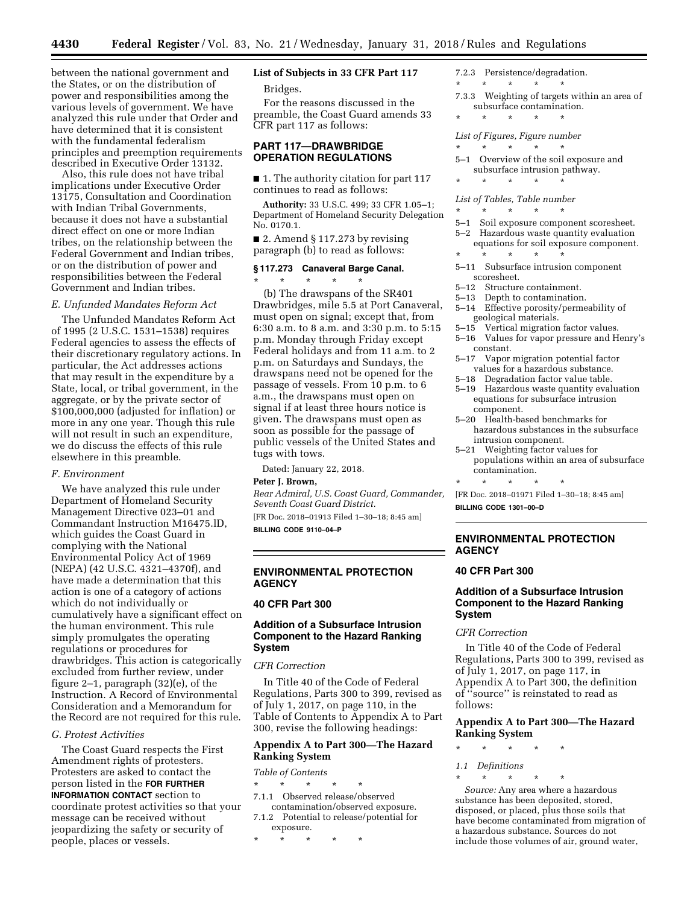between the national government and the States, or on the distribution of power and responsibilities among the various levels of government. We have analyzed this rule under that Order and have determined that it is consistent with the fundamental federalism principles and preemption requirements described in Executive Order 13132.

Also, this rule does not have tribal implications under Executive Order 13175, Consultation and Coordination with Indian Tribal Governments, because it does not have a substantial direct effect on one or more Indian tribes, on the relationship between the Federal Government and Indian tribes, or on the distribution of power and responsibilities between the Federal Government and Indian tribes.

*E. Unfunded Mandates Reform Act*

The Unfunded Mandates Reform Act of 1995 (2 U.S.C. 1531–1538) requires Federal agencies to assess the effects of their discretionary regulatory actions. In particular, the Act addresses actions that may result in the expenditure by a State, local, or tribal government, in the aggregate, or by the private sector of $100,000,000 (adjusted for inflation) or more in any one year. Though this rule will not result in such an expenditure, we do discuss the effects of this rule elsewhere in this preamble.

*F. Environment*

We have analyzed this rule under Department of Homeland Security Management Directive 023–01 and Commandant Instruction M16475.lD, which guides the Coast Guard in complying with the National Environmental Policy Act of 1969 (NEPA) (42 U.S.C. 4321–4370f), and have made a determination that this action is one of a category of actions which do not individually or cumulatively have a significant effect on the human environment. This rule simply promulgates the operating regulations or procedures for drawbridges. This action is categorically excluded from further review, under figure 2–1, paragraph (32)(e), of the Instruction. A Record of Environmental Consideration and a Memorandum for the Record are not required for this rule.

*G. Protest Activities*

The Coast Guard respects the First Amendment rights of protesters. Protesters are asked to contact the person listed in the **FOR FURTHER INFORMATION CONTACT** section to coordinate protest activities so that your message can be received without jeopardizing the safety or security of people, places or vessels.

**List of Subjects in 33 CFR Part 117**

Bridges.

For the reasons discussed in the preamble, the Coast Guard amends 33 CFR part 117 as follows:

## PART 117—DRAWBRIDGE OPERATION REGULATIONS

■ 1. The authority citation for part 117 continues to read as follows:

**Authority:** 33 U.S.C. 499; 33 CFR 1.05–1; Department of Homeland Security Delegation No. 0170.1.

■ 2. Amend § 117.273 by revising paragraph (b) to read as follows:

**§ 117.273 Canaveral Barge Canal.**

\* \* \* \* \*

(b) The drawspans of the SR401 Drawbridges, mile 5.5 at Port Canaveral, must open on signal; except that, from 6:30 a.m. to 8 a.m. and 3:30 p.m. to 5:15 p.m. Monday through Friday except Federal holidays and from 11 a.m. to 2 p.m. on Saturdays and Sundays, the drawspans need not be opened for the passage of vessels. From 10 p.m. to 6 a.m., the drawspans must open on signal if at least three hours notice is given. The drawspans must open as soon as possible for the passage of public vessels of the United States and tugs with tows.

Dated: January 22, 2018.

**Peter J. Brown,**

*Rear Admiral, U.S. Coast Guard, Commander, Seventh Coast Guard District.*

[FR Doc. 2018–01913 Filed 1–30–18; 8:45 am]

**BILLING CODE 9110–04–P**

## ENVIRONMENTAL PROTECTION AGENCY

## 40 CFR Part 300

## Addition of a Subsurface Intrusion Component to the Hazard Ranking System

*CFR Correction*

In Title 40 of the Code of Federal Regulations, Parts 300 to 399, revised as of July 1, 2017, on page 110, in the Table of Contents to Appendix A to Part 300, revise the following headings:

### Appendix A to Part 300—The Hazard Ranking System

*Table of Contents*

\* \* \* \* \*

7.1.1 Observed release/observed contamination/observed exposure.
7.1.2 Potential to release/potential for exposure.

\* \* \* \* \*

7.2.3 Persistence/degradation.

\* \* \* \* \*

7.3.3 Weighting of targets within an area of subsurface contamination.

\* \* \* \* \*

*List of Figures, Figure number*

\* \* \* \* \*

5–1 Overview of the soil exposure and subsurface intrusion pathway.

\* \* \* \* \*

*List of Tables, Table number*

\* \* \* \* \*

5–1 Soil exposure component scoresheet.
5–2 Hazardous waste quantity evaluation equations for soil exposure component.

\* \* \* \* \*

5–11 Subsurface intrusion component scoresheet.
5–12 Structure containment.
5–13 Depth to contamination.
5–14 Effective porosity/permeability of geological materials.
5–15 Vertical migration factor values.
5–16 Values for vapor pressure and Henry's constant.
5–17 Vapor migration potential factor values for a hazardous substance.
5–18 Degradation factor value table.
5–19 Hazardous waste quantity evaluation equations for subsurface intrusion component.
5–20 Health-based benchmarks for hazardous substances in the subsurface intrusion component.
5–21 Weighting factor values for populations within an area of subsurface contamination.

\* \* \* \* \*

[FR Doc. 2018–01971 Filed 1–30–18; 8:45 am]

**BILLING CODE 1301–00–D**

## ENVIRONMENTAL PROTECTION AGENCY

## 40 CFR Part 300

## Addition of a Subsurface Intrusion Component to the Hazard Ranking System

*CFR Correction*

In Title 40 of the Code of Federal Regulations, Parts 300 to 399, revised as of July 1, 2017, on page 117, in Appendix A to Part 300, the definition of "source" is reinstated to read as follows:

### Appendix A to Part 300—The Hazard Ranking System

\* \* \* \* \*

*1.1 Definitions*

\* \* \* \* \*

*Source:* Any area where a hazardous substance has been deposited, stored, disposed, or placed, plus those soils that have become contaminated from migration of a hazardous substance. Sources do not include those volumes of air, ground water,